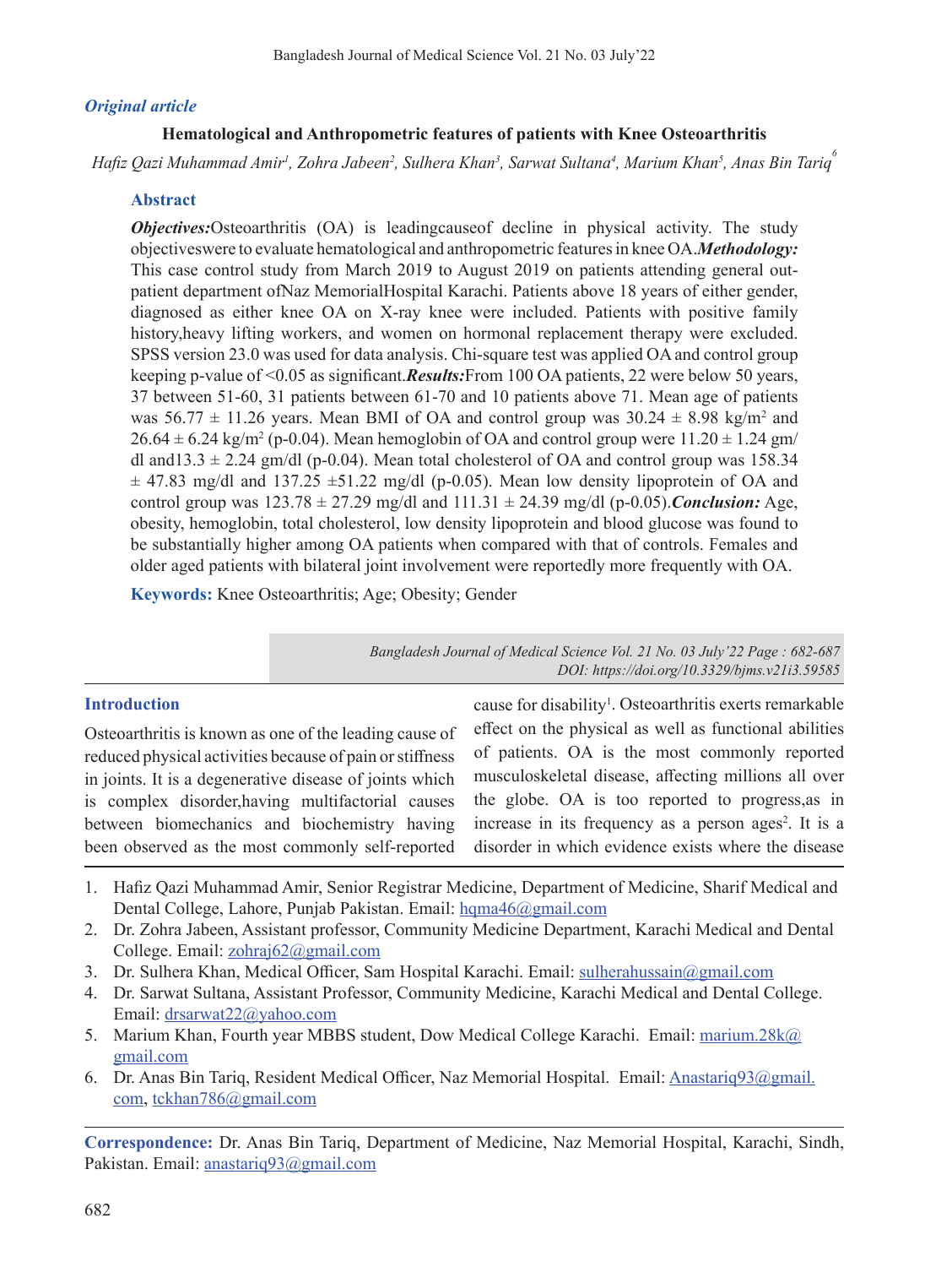*Original article*

# Hematological and Anthropometric features of patients with Knee Osteoarthritis

*Hafiz Qazi Muhammad Amir[1], Zohra Jabeen[2], Sulhera Khan[3], Sarwat Sultana[4], Marium Khan[5], Anas Bin Tariq[6]*

## Abstract

***Objectives:***Osteoarthritis (OA) is leadingcauseof decline in physical activity. The study objectiveswere to evaluate hematological and anthropometric features in knee OA.***Methodology:*** This case control study from March 2019 to August 2019 on patients attending general out-patient department ofNaz MemorialHospital Karachi. Patients above 18 years of either gender, diagnosed as either knee OA on X-ray knee were included. Patients with positive family history,heavy lifting workers, and women on hormonal replacement therapy were excluded. SPSS version 23.0 was used for data analysis. Chi-square test was applied OA and control group keeping p-value of <0.05 as significant.***Results:***From 100 OA patients, 22 were below 50 years, 37 between 51-60, 31 patients between 61-70 and 10 patients above 71. Mean age of patients was 56.77 ± 11.26 years. Mean BMI of OA and control group was 30.24 ± 8.98 kg/m$^2$ and 26.64 ± 6.24 kg/m$^2$ (p-0.04). Mean hemoglobin of OA and control group were 11.20 ± 1.24 gm/dl and13.3 ± 2.24 gm/dl (p-0.04). Mean total cholesterol of OA and control group was 158.34 ± 47.83 mg/dl and 137.25 ±51.22 mg/dl (p-0.05). Mean low density lipoprotein of OA and control group was 123.78 ± 27.29 mg/dl and 111.31 ± 24.39 mg/dl (p-0.05).***Conclusion:*** Age, obesity, hemoglobin, total cholesterol, low density lipoprotein and blood glucose was found to be substantially higher among OA patients when compared with that of controls. Females and older aged patients with bilateral joint involvement were reportedly more frequently with OA.

**Keywords:** Knee Osteoarthritis; Age; Obesity; Gender

*DOI: https://doi.org/10.3329/bjms.v21i3.59585*

## Introduction

Osteoarthritis is known as one of the leading cause of reduced physical activities because of pain or stiffness in joints. It is a degenerative disease of joints which is complex disorder,having multifactorial causes between biomechanics and biochemistry having been observed as the most commonly self-reported cause for disability[1]. Osteoarthritis exerts remarkable effect on the physical as well as functional abilities of patients. OA is the most commonly reported musculoskeletal disease, affecting millions all over the globe. OA is too reported to progress,as in increase in its frequency as a person ages[2]. It is a disorder in which evidence exists where the disease

1. Hafiz Qazi Muhammad Amir, Senior Registrar Medicine, Department of Medicine, Sharif Medical and Dental College, Lahore, Punjab Pakistan. Email: hqma46@gmail.com
2. Dr. Zohra Jabeen, Assistant professor, Community Medicine Department, Karachi Medical and Dental College. Email: zohraj62@gmail.com
3. Dr. Sulhera Khan, Medical Officer, Sam Hospital Karachi. Email: sulherahussain@gmail.com
4. Dr. Sarwat Sultana, Assistant Professor, Community Medicine, Karachi Medical and Dental College. Email: drsarwat22@yahoo.com
5. Marium Khan, Fourth year MBBS student, Dow Medical College Karachi. Email: marium.28k@gmail.com
6. Dr. Anas Bin Tariq, Resident Medical Officer, Naz Memorial Hospital. Email: Anastariq93@gmail.com, tckhan786@gmail.com

**Correspondence:** Dr. Anas Bin Tariq, Department of Medicine, Naz Memorial Hospital, Karachi, Sindh, Pakistan. Email: anastariq93@gmail.com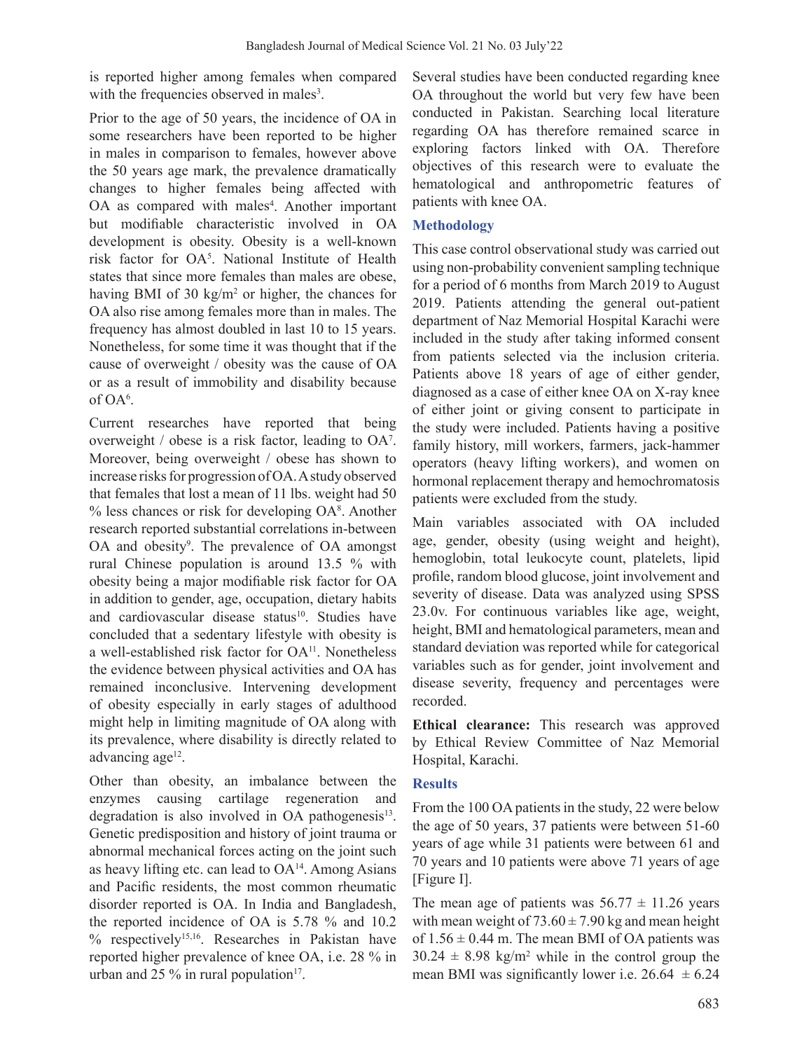is reported higher among females when compared with the frequencies observed in males[3].

Prior to the age of 50 years, the incidence of OA in some researchers have been reported to be higher in males in comparison to females, however above the 50 years age mark, the prevalence dramatically changes to higher females being affected with OA as compared with males[4]. Another important but modifiable characteristic involved in OA development is obesity. Obesity is a well-known risk factor for OA[5]. National Institute of Health states that since more females than males are obese, having BMI of 30 kg/m$^2$ or higher, the chances for OA also rise among females more than in males. The frequency has almost doubled in last 10 to 15 years. Nonetheless, for some time it was thought that if the cause of overweight / obesity was the cause of OA or as a result of immobility and disability because of OA[6].

Current researches have reported that being overweight / obese is a risk factor, leading to OA[7]. Moreover, being overweight / obese has shown to increase risks for progression of OA. A study observed that females that lost a mean of 11 lbs. weight had 50 % less chances or risk for developing OA[8]. Another research reported substantial correlations in-between OA and obesity[9]. The prevalence of OA amongst rural Chinese population is around 13.5 % with obesity being a major modifiable risk factor for OA in addition to gender, age, occupation, dietary habits and cardiovascular disease status[10]. Studies have concluded that a sedentary lifestyle with obesity is a well-established risk factor for OA[11]. Nonetheless the evidence between physical activities and OA has remained inconclusive. Intervening development of obesity especially in early stages of adulthood might help in limiting magnitude of OA along with its prevalence, where disability is directly related to advancing age[12].

Other than obesity, an imbalance between the enzymes causing cartilage regeneration and degradation is also involved in OA pathogenesis[13]. Genetic predisposition and history of joint trauma or abnormal mechanical forces acting on the joint such as heavy lifting etc. can lead to OA[14]. Among Asians and Pacific residents, the most common rheumatic disorder reported is OA. In India and Bangladesh, the reported incidence of OA is 5.78 % and 10.2 % respectively[15,16]. Researches in Pakistan have reported higher prevalence of knee OA, i.e. 28 % in urban and 25 % in rural population[17].

Several studies have been conducted regarding knee OA throughout the world but very few have been conducted in Pakistan. Searching local literature regarding OA has therefore remained scarce in exploring factors linked with OA. Therefore objectives of this research were to evaluate the hematological and anthropometric features of patients with knee OA.

## Methodology

This case control observational study was carried out using non-probability convenient sampling technique for a period of 6 months from March 2019 to August 2019. Patients attending the general out-patient department of Naz Memorial Hospital Karachi were included in the study after taking informed consent from patients selected via the inclusion criteria. Patients above 18 years of age of either gender, diagnosed as a case of either knee OA on X-ray knee of either joint or giving consent to participate in the study were included. Patients having a positive family history, mill workers, farmers, jack-hammer operators (heavy lifting workers), and women on hormonal replacement therapy and hemochromatosis patients were excluded from the study.

Main variables associated with OA included age, gender, obesity (using weight and height), hemoglobin, total leukocyte count, platelets, lipid profile, random blood glucose, joint involvement and severity of disease. Data was analyzed using SPSS 23.0v. For continuous variables like age, weight, height, BMI and hematological parameters, mean and standard deviation was reported while for categorical variables such as for gender, joint involvement and disease severity, frequency and percentages were recorded.

**Ethical clearance:** This research was approved by Ethical Review Committee of Naz Memorial Hospital, Karachi.

## Results

From the 100 OA patients in the study, 22 were below the age of 50 years, 37 patients were between 51-60 years of age while 31 patients were between 61 and 70 years and 10 patients were above 71 years of age [Figure I].

The mean age of patients was $56.77 \pm 11.26$ years with mean weight of $73.60 \pm 7.90$ kg and mean height of $1.56 \pm 0.44$ m. The mean BMI of OA patients was $30.24 \pm 8.98$ kg/m$^2$ while in the control group the mean BMI was significantly lower i.e. $26.64 \pm 6.24$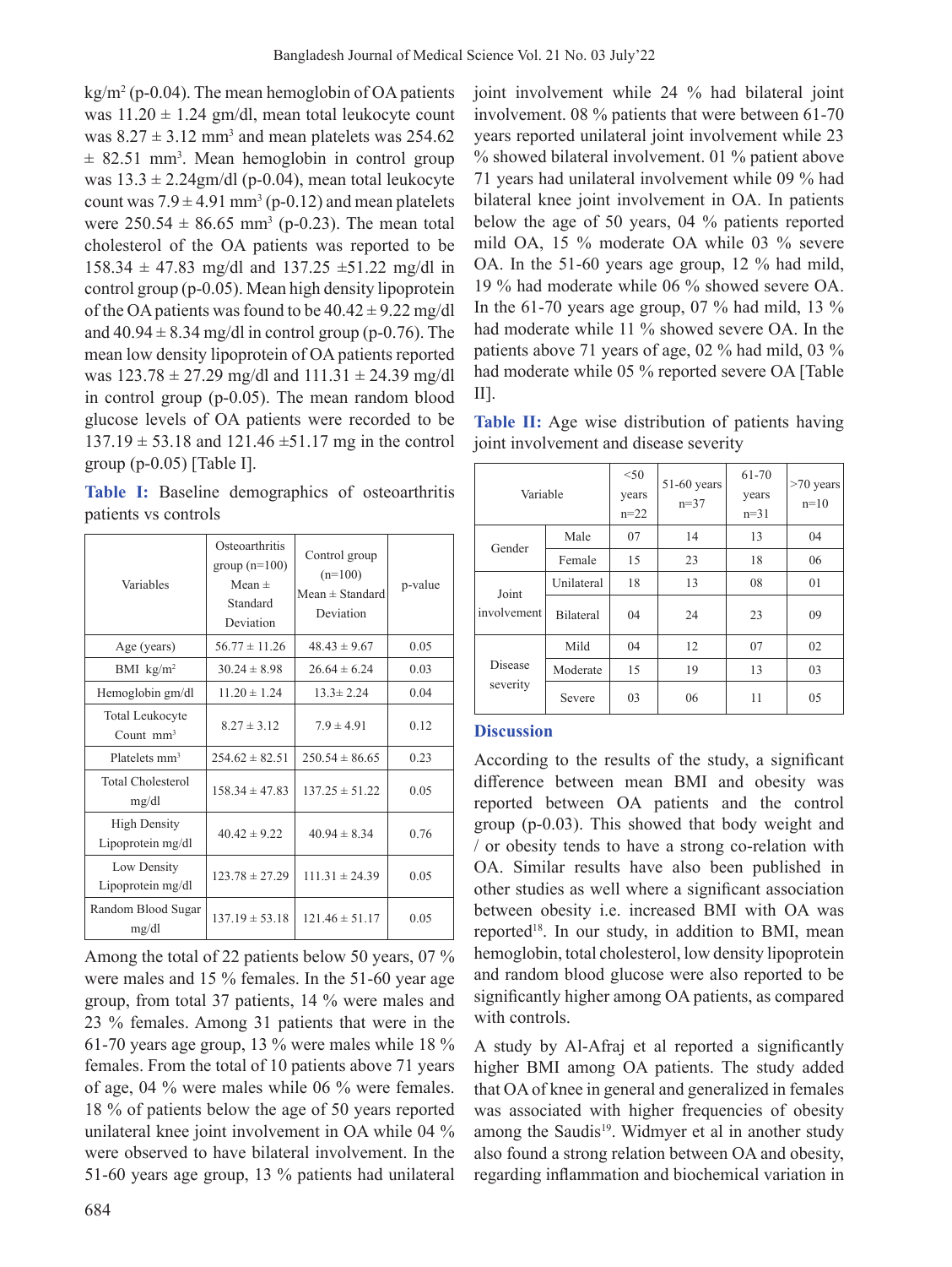kg/m$^2$ (p-0.04). The mean hemoglobin of OA patients was 11.20 ± 1.24 gm/dl, mean total leukocyte count was 8.27 ± 3.12 mm$^3$ and mean platelets was 254.62 ± 82.51 mm$^3$. Mean hemoglobin in control group was 13.3 ± 2.24gm/dl (p-0.04), mean total leukocyte count was 7.9 ± 4.91 mm$^3$ (p-0.12) and mean platelets were 250.54 ± 86.65 mm$^3$ (p-0.23). The mean total cholesterol of the OA patients was reported to be 158.34 ± 47.83 mg/dl and 137.25 ±51.22 mg/dl in control group (p-0.05). Mean high density lipoprotein of the OA patients was found to be 40.42 ± 9.22 mg/dl and 40.94 ± 8.34 mg/dl in control group (p-0.76). The mean low density lipoprotein of OA patients reported was 123.78 ± 27.29 mg/dl and 111.31 ± 24.39 mg/dl in control group (p-0.05). The mean random blood glucose levels of OA patients were recorded to be 137.19 ± 53.18 and 121.46 ±51.17 mg in the control group (p-0.05) [Table I].

**Table I:** Baseline demographics of osteoarthritis patients vs controls

| Variables | Osteoarthritis group (n=100) Mean ± Standard Deviation | Control group (n=100) Mean ± Standard Deviation | p-value |
|---|---|---|---|
| Age (years) | 56.77 ± 11.26 | 48.43 ± 9.67 | 0.05 |
| BMI kg/m$^2$ | 30.24 ± 8.98 | 26.64 ± 6.24 | 0.03 |
| Hemoglobin gm/dl | 11.20 ± 1.24 | 13.3± 2.24 | 0.04 |
| Total Leukocyte Count mm$^3$ | 8.27 ± 3.12 | 7.9 ± 4.91 | 0.12 |
| Platelets mm$^3$ | 254.62 ± 82.51 | 250.54 ± 86.65 | 0.23 |
| Total Cholesterol mg/dl | 158.34 ± 47.83 | 137.25 ± 51.22 | 0.05 |
| High Density Lipoprotein mg/dl | 40.42 ± 9.22 | 40.94 ± 8.34 | 0.76 |
| Low Density Lipoprotein mg/dl | 123.78 ± 27.29 | 111.31 ± 24.39 | 0.05 |
| Random Blood Sugar mg/dl | 137.19 ± 53.18 | 121.46 ± 51.17 | 0.05 |

Among the total of 22 patients below 50 years, 07 % were males and 15 % females. In the 51-60 year age group, from total 37 patients, 14 % were males and 23 % females. Among 31 patients that were in the 61-70 years age group, 13 % were males while 18 % females. From the total of 10 patients above 71 years of age, 04 % were males while 06 % were females. 18 % of patients below the age of 50 years reported unilateral knee joint involvement in OA while 04 % were observed to have bilateral involvement. In the 51-60 years age group, 13 % patients had unilateral joint involvement while 24 % had bilateral joint involvement. 08 % patients that were between 61-70 years reported unilateral joint involvement while 23 % showed bilateral involvement. 01 % patient above 71 years had unilateral involvement while 09 % had bilateral knee joint involvement in OA. In patients below the age of 50 years, 04 % patients reported mild OA, 15 % moderate OA while 03 % severe OA. In the 51-60 years age group, 12 % had mild, 19 % had moderate while 06 % showed severe OA. In the 61-70 years age group, 07 % had mild, 13 % had moderate while 11 % showed severe OA. In the patients above 71 years of age, 02 % had mild, 03 % had moderate while 05 % reported severe OA [Table II].

**Table II:** Age wise distribution of patients having joint involvement and disease severity

| Variable | | <50 years n=22 | 51-60 years n=37 | 61-70 years n=31 | >70 years n=10 |
|---|---|---|---|---|---|
| Gender | Male | 07 | 14 | 13 | 04 |
| | Female | 15 | 23 | 18 | 06 |
| Joint involvement | Unilateral | 18 | 13 | 08 | 01 |
| | Bilateral | 04 | 24 | 23 | 09 |
| Disease severity | Mild | 04 | 12 | 07 | 02 |
| | Moderate | 15 | 19 | 13 | 03 |
| | Severe | 03 | 06 | 11 | 05 |

## Discussion

According to the results of the study, a significant difference between mean BMI and obesity was reported between OA patients and the control group (p-0.03). This showed that body weight and / or obesity tends to have a strong co-relation with OA. Similar results have also been published in other studies as well where a significant association between obesity i.e. increased BMI with OA was reported[18]. In our study, in addition to BMI, mean hemoglobin, total cholesterol, low density lipoprotein and random blood glucose were also reported to be significantly higher among OA patients, as compared with controls.

A study by Al-Afraj et al reported a significantly higher BMI among OA patients. The study added that OA of knee in general and generalized in females was associated with higher frequencies of obesity among the Saudis[19]. Widmyer et al in another study also found a strong relation between OA and obesity, regarding inflammation and biochemical variation in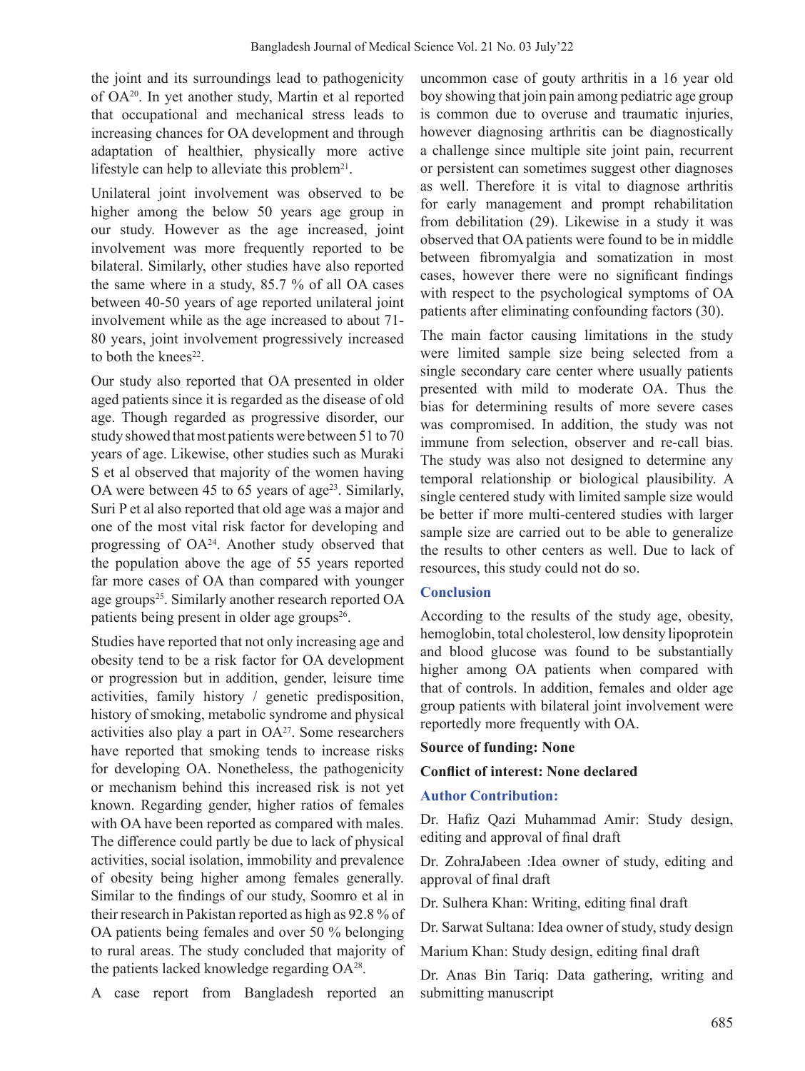the joint and its surroundings lead to pathogenicity of OA[20]. In yet another study, Martin et al reported that occupational and mechanical stress leads to increasing chances for OA development and through adaptation of healthier, physically more active lifestyle can help to alleviate this problem[21].

Unilateral joint involvement was observed to be higher among the below 50 years age group in our study. However as the age increased, joint involvement was more frequently reported to be bilateral. Similarly, other studies have also reported the same where in a study, 85.7 % of all OA cases between 40-50 years of age reported unilateral joint involvement while as the age increased to about 71-80 years, joint involvement progressively increased to both the knees[22].

Our study also reported that OA presented in older aged patients since it is regarded as the disease of old age. Though regarded as progressive disorder, our study showed that most patients were between 51 to 70 years of age. Likewise, other studies such as Muraki S et al observed that majority of the women having OA were between 45 to 65 years of age[23]. Similarly, Suri P et al also reported that old age was a major and one of the most vital risk factor for developing and progressing of OA[24]. Another study observed that the population above the age of 55 years reported far more cases of OA than compared with younger age groups[25]. Similarly another research reported OA patients being present in older age groups[26].

Studies have reported that not only increasing age and obesity tend to be a risk factor for OA development or progression but in addition, gender, leisure time activities, family history / genetic predisposition, history of smoking, metabolic syndrome and physical activities also play a part in OA[27]. Some researchers have reported that smoking tends to increase risks for developing OA. Nonetheless, the pathogenicity or mechanism behind this increased risk is not yet known. Regarding gender, higher ratios of females with OA have been reported as compared with males. The difference could partly be due to lack of physical activities, social isolation, immobility and prevalence of obesity being higher among females generally. Similar to the findings of our study, Soomro et al in their research in Pakistan reported as high as 92.8 % of OA patients being females and over 50 % belonging to rural areas. The study concluded that majority of the patients lacked knowledge regarding OA[28].

A case report from Bangladesh reported an uncommon case of gouty arthritis in a 16 year old boy showing that join pain among pediatric age group is common due to overuse and traumatic injuries, however diagnosing arthritis can be diagnostically a challenge since multiple site joint pain, recurrent or persistent can sometimes suggest other diagnoses as well. Therefore it is vital to diagnose arthritis for early management and prompt rehabilitation from debilitation (29). Likewise in a study it was observed that OA patients were found to be in middle between fibromyalgia and somatization in most cases, however there were no significant findings with respect to the psychological symptoms of OA patients after eliminating confounding factors (30).

The main factor causing limitations in the study were limited sample size being selected from a single secondary care center where usually patients presented with mild to moderate OA. Thus the bias for determining results of more severe cases was compromised. In addition, the study was not immune from selection, observer and re-call bias. The study was also not designed to determine any temporal relationship or biological plausibility. A single centered study with limited sample size would be better if more multi-centered studies with larger sample size are carried out to be able to generalize the results to other centers as well. Due to lack of resources, this study could not do so.

## Conclusion

According to the results of the study age, obesity, hemoglobin, total cholesterol, low density lipoprotein and blood glucose was found to be substantially higher among OA patients when compared with that of controls. In addition, females and older age group patients with bilateral joint involvement were reportedly more frequently with OA.

**Source of funding: None**

**Conflict of interest: None declared**

## Author Contribution:

Dr. Hafiz Qazi Muhammad Amir: Study design, editing and approval of final draft

Dr. ZohraJabeen :Idea owner of study, editing and approval of final draft

Dr. Sulhera Khan: Writing, editing final draft

Dr. Sarwat Sultana: Idea owner of study, study design

Marium Khan: Study design, editing final draft

Dr. Anas Bin Tariq: Data gathering, writing and submitting manuscript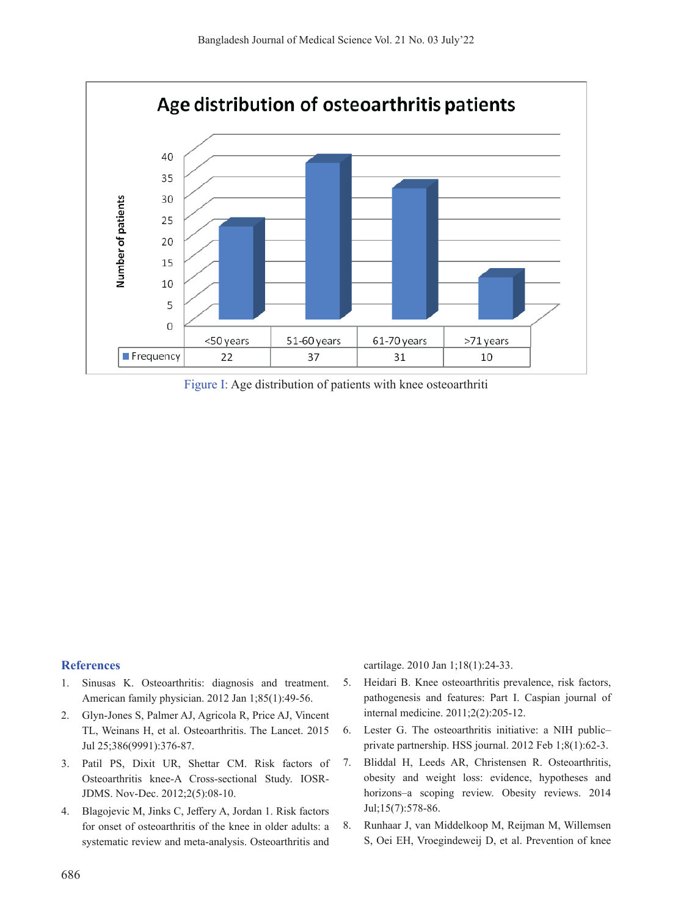| | <50 years | 51-60 years | 61-70 years | >71 years |
|---|---|---|---|---|
| Frequency | 22 | 37 | 31 | 10 |

Figure I: Age distribution of patients with knee osteoarthriti

## References

1. Sinusas K. Osteoarthritis: diagnosis and treatment. American family physician. 2012 Jan 1;85(1):49-56.
2. Glyn-Jones S, Palmer AJ, Agricola R, Price AJ, Vincent TL, Weinans H, et al. Osteoarthritis. The Lancet. 2015 Jul 25;386(9991):376-87.
3. Patil PS, Dixit UR, Shettar CM. Risk factors of Osteoarthritis knee-A Cross-sectional Study. IOSR-JDMS. Nov-Dec. 2012;2(5):08-10.
4. Blagojevic M, Jinks C, Jeffery A, Jordan 1. Risk factors for onset of osteoarthritis of the knee in older adults: a systematic review and meta-analysis. Osteoarthritis and cartilage. 2010 Jan 1;18(1):24-33.
5. Heidari B. Knee osteoarthritis prevalence, risk factors, pathogenesis and features: Part I. Caspian journal of internal medicine. 2011;2(2):205-12.
6. Lester G. The osteoarthritis initiative: a NIH public–private partnership. HSS journal. 2012 Feb 1;8(1):62-3.
7. Bliddal H, Leeds AR, Christensen R. Osteoarthritis, obesity and weight loss: evidence, hypotheses and horizons–a scoping review. Obesity reviews. 2014 Jul;15(7):578-86.
8. Runhaar J, van Middelkoop M, Reijman M, Willemsen S, Oei EH, Vroegindeweij D, et al. Prevention of knee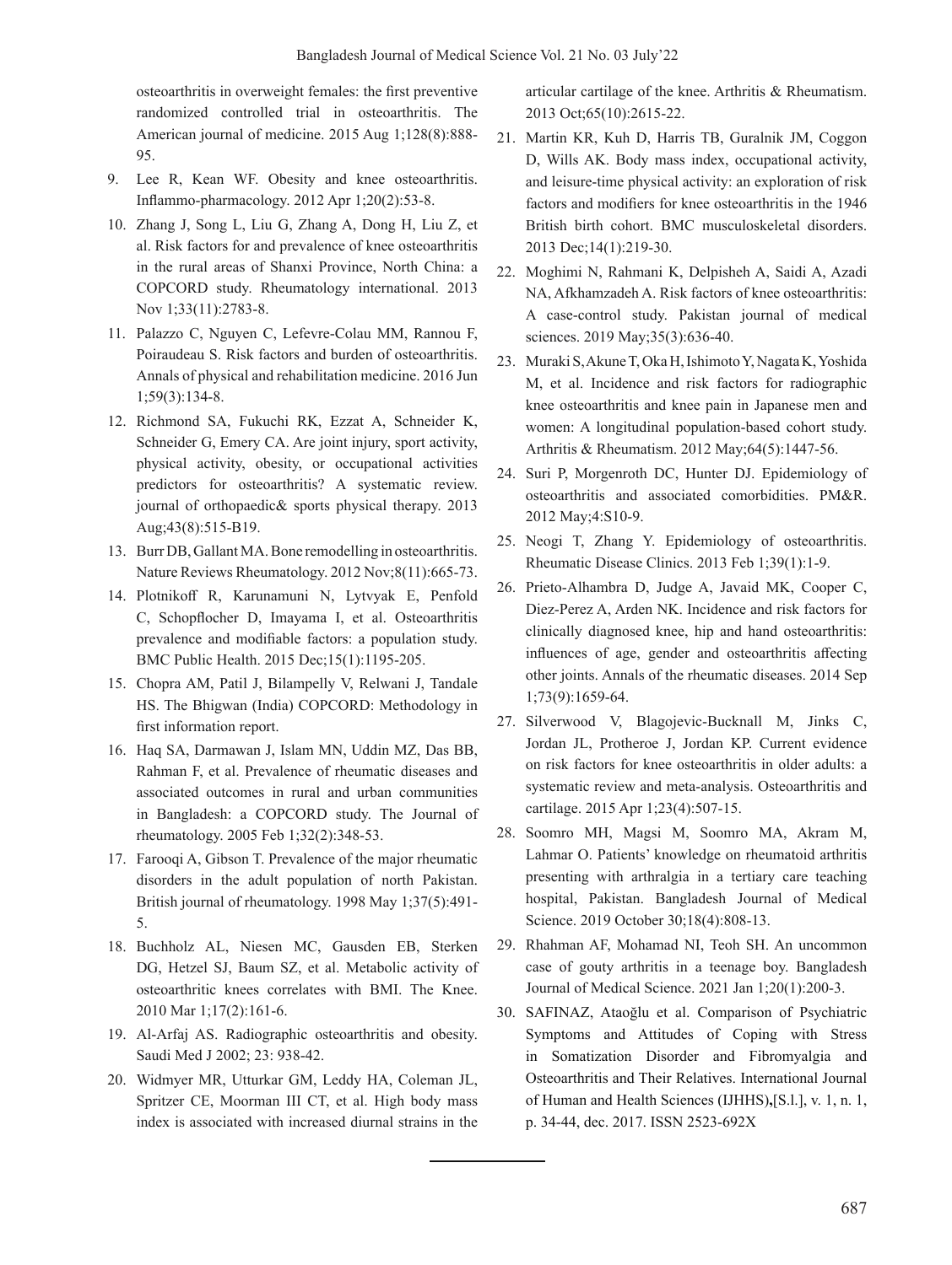osteoarthritis in overweight females: the first preventive randomized controlled trial in osteoarthritis. The American journal of medicine. 2015 Aug 1;128(8):888-95.

9. Lee R, Kean WF. Obesity and knee osteoarthritis. Inflammo-pharmacology. 2012 Apr 1;20(2):53-8.
10. Zhang J, Song L, Liu G, Zhang A, Dong H, Liu Z, et al. Risk factors for and prevalence of knee osteoarthritis in the rural areas of Shanxi Province, North China: a COPCORD study. Rheumatology international. 2013 Nov 1;33(11):2783-8.
11. Palazzo C, Nguyen C, Lefevre-Colau MM, Rannou F, Poiraudeau S. Risk factors and burden of osteoarthritis. Annals of physical and rehabilitation medicine. 2016 Jun 1;59(3):134-8.
12. Richmond SA, Fukuchi RK, Ezzat A, Schneider K, Schneider G, Emery CA. Are joint injury, sport activity, physical activity, obesity, or occupational activities predictors for osteoarthritis? A systematic review. journal of orthopaedic& sports physical therapy. 2013 Aug;43(8):515-B19.
13. Burr DB, Gallant MA. Bone remodelling in osteoarthritis. Nature Reviews Rheumatology. 2012 Nov;8(11):665-73.
14. Plotnikoff R, Karunamuni N, Lytvyak E, Penfold C, Schopflocher D, Imayama I, et al. Osteoarthritis prevalence and modifiable factors: a population study. BMC Public Health. 2015 Dec;15(1):1195-205.
15. Chopra AM, Patil J, Bilampelly V, Relwani J, Tandale HS. The Bhigwan (India) COPCORD: Methodology in first information report.
16. Haq SA, Darmawan J, Islam MN, Uddin MZ, Das BB, Rahman F, et al. Prevalence of rheumatic diseases and associated outcomes in rural and urban communities in Bangladesh: a COPCORD study. The Journal of rheumatology. 2005 Feb 1;32(2):348-53.
17. Farooqi A, Gibson T. Prevalence of the major rheumatic disorders in the adult population of north Pakistan. British journal of rheumatology. 1998 May 1;37(5):491-5.
18. Buchholz AL, Niesen MC, Gausden EB, Sterken DG, Hetzel SJ, Baum SZ, et al. Metabolic activity of osteoarthritic knees correlates with BMI. The Knee. 2010 Mar 1;17(2):161-6.
19. Al-Arfaj AS. Radiographic osteoarthritis and obesity. Saudi Med J 2002; 23: 938-42.
20. Widmyer MR, Utturkar GM, Leddy HA, Coleman JL, Spritzer CE, Moorman III CT, et al. High body mass index is associated with increased diurnal strains in the articular cartilage of the knee. Arthritis & Rheumatism. 2013 Oct;65(10):2615-22.
21. Martin KR, Kuh D, Harris TB, Guralnik JM, Coggon D, Wills AK. Body mass index, occupational activity, and leisure-time physical activity: an exploration of risk factors and modifiers for knee osteoarthritis in the 1946 British birth cohort. BMC musculoskeletal disorders. 2013 Dec;14(1):219-30.
22. Moghimi N, Rahmani K, Delpisheh A, Saidi A, Azadi NA, Afkhamzadeh A. Risk factors of knee osteoarthritis: A case-control study. Pakistan journal of medical sciences. 2019 May;35(3):636-40.
23. Muraki S, Akune T, Oka H, Ishimoto Y, Nagata K, Yoshida M, et al. Incidence and risk factors for radiographic knee osteoarthritis and knee pain in Japanese men and women: A longitudinal population-based cohort study. Arthritis & Rheumatism. 2012 May;64(5):1447-56.
24. Suri P, Morgenroth DC, Hunter DJ. Epidemiology of osteoarthritis and associated comorbidities. PM&R. 2012 May;4:S10-9.
25. Neogi T, Zhang Y. Epidemiology of osteoarthritis. Rheumatic Disease Clinics. 2013 Feb 1;39(1):1-9.
26. Prieto-Alhambra D, Judge A, Javaid MK, Cooper C, Diez-Perez A, Arden NK. Incidence and risk factors for clinically diagnosed knee, hip and hand osteoarthritis: influences of age, gender and osteoarthritis affecting other joints. Annals of the rheumatic diseases. 2014 Sep 1;73(9):1659-64.
27. Silverwood V, Blagojevic-Bucknall M, Jinks C, Jordan JL, Protheroe J, Jordan KP. Current evidence on risk factors for knee osteoarthritis in older adults: a systematic review and meta-analysis. Osteoarthritis and cartilage. 2015 Apr 1;23(4):507-15.
28. Soomro MH, Magsi M, Soomro MA, Akram M, Lahmar O. Patients' knowledge on rheumatoid arthritis presenting with arthralgia in a tertiary care teaching hospital, Pakistan. Bangladesh Journal of Medical Science. 2019 October 30;18(4):808-13.
29. Rhahman AF, Mohamad NI, Teoh SH. An uncommon case of gouty arthritis in a teenage boy. Bangladesh Journal of Medical Science. 2021 Jan 1;20(1):200-3.
30. SAFINAZ, Ataoğlu et al. Comparison of Psychiatric Symptoms and Attitudes of Coping with Stress in Somatization Disorder and Fibromyalgia and Osteoarthritis and Their Relatives. International Journal of Human and Health Sciences (IJHHS)**,**[S.l.], v. 1, n. 1, p. 34-44, dec. 2017. ISSN 2523-692X